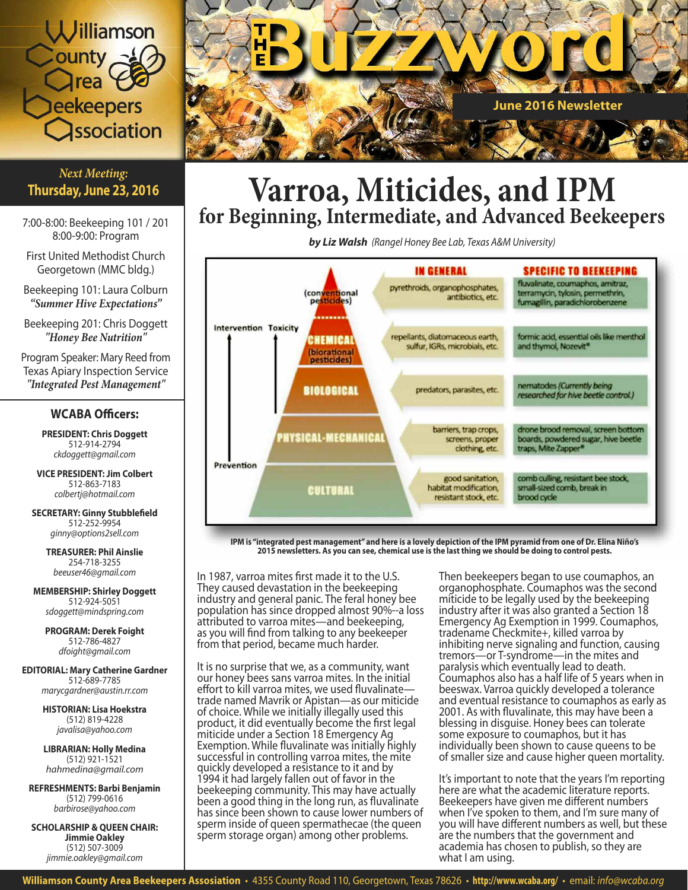# Williamson County Area Beekeepers Association

# The Buzzword

**June 2016 Newsletter**

*Next Meeting:*
**Thursday, June 23, 2016**

7:00-8:00: Beekeeping 101 / 201
8:00-9:00: Program

First United Methodist Church
Georgetown (MMC bldg.)

Beekeeping 101: Laura Colburn
*"Summer Hive Expectations"*

Beekeeping 201: Chris Doggett
*"Honey Bee Nutrition"*

Program Speaker: Mary Reed from Texas Apiary Inspection Service
*"Integrated Pest Management"*

## WCABA Officers:

**PRESIDENT: Chris Doggett**
512-914-2794
*ckdoggett@gmail.com*

**VICE PRESIDENT: Jim Colbert**
512-863-7183
*colbertj@hotmail.com*

**SECRETARY: Ginny Stubblefield**
512-252-9954
*ginny@options2sell.com*

**TREASURER: Phil Ainslie**
254-718-3255
*beeuser46@gmail.com*

**MEMBERSHIP: Shirley Doggett**
512-924-5051
*sdoggett@mindspring.com*

**PROGRAM: Derek Foight**
512-786-4827
*dfoight@gmail.com*

**EDITORIAL: Mary Catherine Gardner**
512-689-7785
*marycgardner@austin.rr.com*

**HISTORIAN: Lisa Hoekstra**
(512) 819-4228
*javalisa@yahoo.com*

**LIBRARIAN: Holly Medina**
(512) 921-1521
*hahmedina@gmail.com*

**REFRESHMENTS: Barbi Benjamin**
(512) 799-0616
*barbirose@yahoo.com*

**SCHOLARSHIP & QUEEN CHAIR: Jimmie Oakley**
(512) 507-3009
*jimmie.oakley@gmail.com*

# Varroa, Miticides, and IPM

## for Beginning, Intermediate, and Advanced Beekeepers

***by Liz Walsh*** *(Rangel Honey Bee Lab, Texas A&M University)*

Intervention — Toxicity
Prevention

IN GENERAL — SPECIFIC TO BEEKEEPING

(conventional pesticides): pyrethroids, organophosphates, antibiotics, etc. — fluvalinate, coumaphos, amitraz, terramycin, tylosin, permethrin, fumagillin, paradichlorobenzene

CHEMICAL (biorational pesticides): repellants, diatomaceous earth, sulfur, IGRs, microbials, etc. — formic acid, essential oils like menthol and thymol, Nozevit®

BIOLOGICAL: predators, parasites, etc. — nematodes (*Currently being researched for hive beetle control.*)

PHYSICAL-MECHANICAL: barriers, trap crops, screens, proper clothing, etc. — drone brood removal, screen bottom boards, powdered sugar, hive beetle traps, Mite Zapper®

CULTURAL: good sanitation, habitat modification, resistant stock, etc. — comb culling, resistant bee stock, small-sized comb, break in brood cycle

**IPM is "integrated pest management" and here is a lovely depiction of the IPM pyramid from one of Dr. Elina Niño's 2015 newsletters. As you can see, chemical use is the last thing we should be doing to control pests.**

In 1987, varroa mites first made it to the U.S. They caused devastation in the beekeeping industry and general panic. The feral honey bee population has since dropped almost 90%--a loss attributed to varroa mites—and beekeeping, as you will find from talking to any beekeeper from that period, became much harder.

It is no surprise that we, as a community, want our honey bees sans varroa mites. In the initial effort to kill varroa mites, we used fluvalinate—trade named Mavrik or Apistan—as our miticide of choice. While we initially illegally used this product, it did eventually become the first legal miticide under a Section 18 Emergency Ag Exemption. While fluvalinate was initially highly successful in controlling varroa mites, the mite quickly developed a resistance to it and by 1994 it had largely fallen out of favor in the beekeeping community. This may have actually been a good thing in the long run, as fluvalinate has since been shown to cause lower numbers of sperm inside of queen spermathecae (the queen sperm storage organ) among other problems.

Then beekeepers began to use coumaphos, an organophosphate. Coumaphos was the second miticide to be legally used by the beekeeping industry after it was also granted a Section 18 Emergency Ag Exemption in 1999. Coumaphos, tradename Checkmite+, killed varroa by inhibiting nerve signaling and function, causing tremors—or T-syndrome—in the mites and paralysis which eventually lead to death. Coumaphos also has a half life of 5 years when in beeswax. Varroa quickly developed a tolerance and eventual resistance to coumaphos as early as 2001. As with fluvalinate, this may have been a blessing in disguise. Honey bees can tolerate some exposure to coumaphos, but it has individually been shown to cause queens to be of smaller size and cause higher queen mortality.

It's important to note that the years I'm reporting here are what the academic literature reports. Beekeepers have given me different numbers when I've spoken to them, and I'm sure many of you will have different numbers as well, but these are the numbers that the government and academia has chosen to publish, so they are what I am using.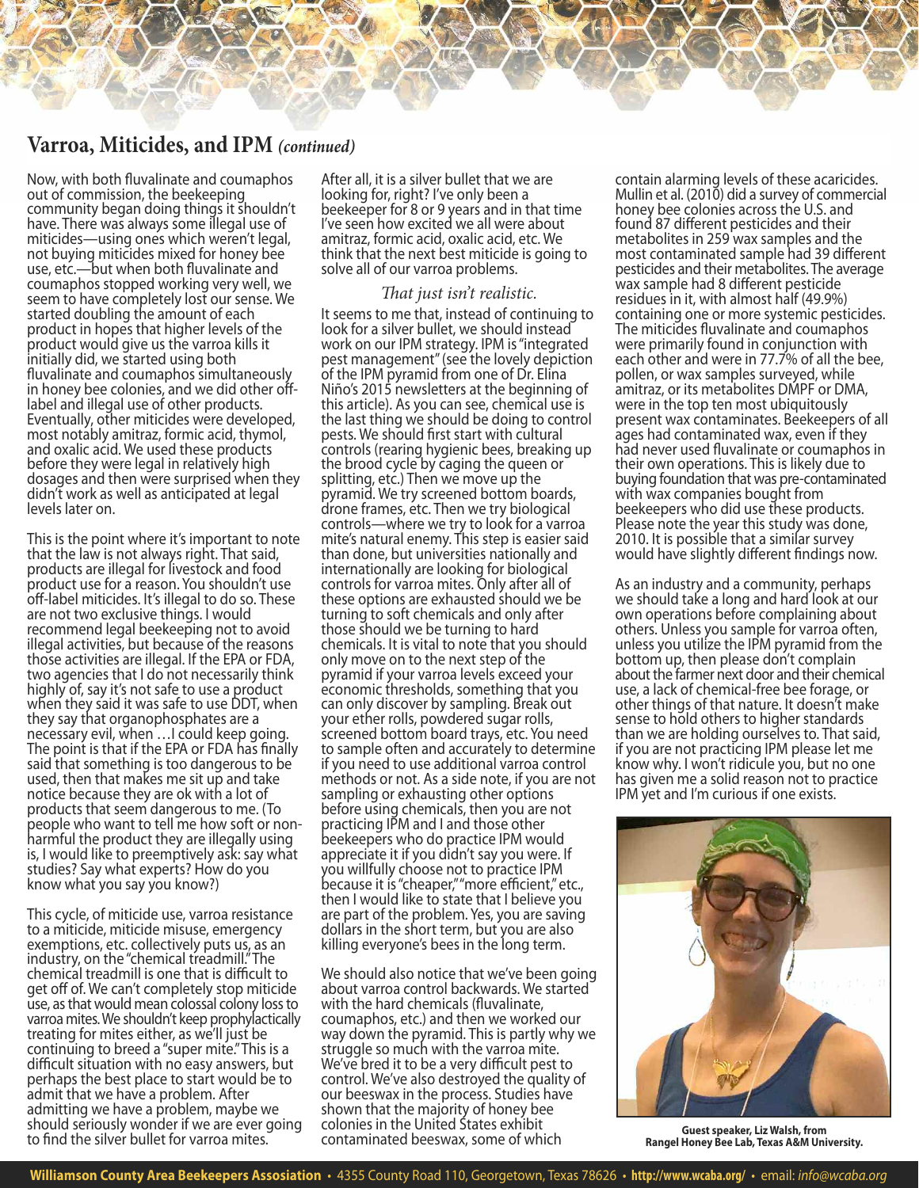## Varroa, Miticides, and IPM *(continued)*

Now, with both fluvalinate and coumaphos out of commission, the beekeeping community began doing things it shouldn't have. There was always some illegal use of miticides—using ones which weren't legal, not buying miticides mixed for honey bee use, etc.—but when both fluvalinate and coumaphos stopped working very well, we seem to have completely lost our sense. We started doubling the amount of each product in hopes that higher levels of the product would give us the varroa kills it initially did, we started using both fluvalinate and coumaphos simultaneously in honey bee colonies, and we did other off-label and illegal use of other products. Eventually, other miticides were developed, most notably amitraz, formic acid, thymol, and oxalic acid. We used these products before they were legal in relatively high dosages and then were surprised when they didn't work as well as anticipated at legal levels later on.

This is the point where it's important to note that the law is not always right. That said, products are illegal for livestock and food product use for a reason. You shouldn't use off-label miticides. It's illegal to do so. These are not two exclusive things. I would recommend legal beekeeping not to avoid illegal activities, but because of the reasons those activities are illegal. If the EPA or FDA, two agencies that I do not necessarily think highly of, say it's not safe to use a product when they said it was safe to use DDT, when they say that organophosphates are a necessary evil, when …I could keep going. The point is that if the EPA or FDA has finally said that something is too dangerous to be used, then that makes me sit up and take notice because they are ok with a lot of products that seem dangerous to me. (To people who want to tell me how soft or non-harmful the product they are illegally using is, I would like to preemptively ask: say what studies? Say what experts? How do you know what you say you know?)

This cycle, of miticide use, varroa resistance to a miticide, miticide misuse, emergency exemptions, etc. collectively puts us, as an industry, on the "chemical treadmill." The chemical treadmill is one that is difficult to get off of. We can't completely stop miticide use, as that would mean colossal colony loss to varroa mites. We shouldn't keep prophylactically treating for mites either, as we'll just be continuing to breed a "super mite." This is a difficult situation with no easy answers, but perhaps the best place to start would be to admit that we have a problem. After admitting we have a problem, maybe we should seriously wonder if we are ever going to find the silver bullet for varroa mites. After all, it is a silver bullet that we are looking for, right? I've only been a beekeeper for 8 or 9 years and in that time I've seen how excited we all were about amitraz, formic acid, oxalic acid, etc. We think that the next best miticide is going to solve all of our varroa problems.

*That just isn't realistic.*

It seems to me that, instead of continuing to look for a silver bullet, we should instead work on our IPM strategy. IPM is "integrated pest management" (see the lovely depiction of the IPM pyramid from one of Dr. Elina Niño's 2015 newsletters at the beginning of this article). As you can see, chemical use is the last thing we should be doing to control pests. We should first start with cultural controls (rearing hygienic bees, breaking up the brood cycle by caging the queen or splitting, etc.) Then we move up the pyramid. We try screened bottom boards, drone frames, etc. Then we try biological controls—where we try to look for a varroa mite's natural enemy. This step is easier said than done, but universities nationally and internationally are looking for biological controls for varroa mites. Only after all of these options are exhausted should we be turning to soft chemicals and only after those should we be turning to hard chemicals. It is vital to note that you should only move on to the next step of the pyramid if your varroa levels exceed your economic thresholds, something that you can only discover by sampling. Break out your ether rolls, powdered sugar rolls, screened bottom board trays, etc. You need to sample often and accurately to determine if you need to use additional varroa control methods or not. As a side note, if you are not sampling or exhausting other options before using chemicals, then you are not practicing IPM and I and those other beekeepers who do practice IPM would appreciate it if you didn't say you were. If you willfully choose not to practice IPM because it is "cheaper," "more efficient," etc., then I would like to state that I believe you are part of the problem. Yes, you are saving dollars in the short term, but you are also killing everyone's bees in the long term.

We should also notice that we've been going about varroa control backwards. We started with the hard chemicals (fluvalinate, coumaphos, etc.) and then we worked our way down the pyramid. This is partly why we struggle so much with the varroa mite. We've bred it to be a very difficult pest to control. We've also destroyed the quality of our beeswax in the process. Studies have shown that the majority of honey bee colonies in the United States exhibit contaminated beeswax, some of which contain alarming levels of these acaricides. Mullin et al. (2010) did a survey of commercial honey bee colonies across the U.S. and found 87 different pesticides and their metabolites in 259 wax samples and the most contaminated sample had 39 different pesticides and their metabolites. The average wax sample had 8 different pesticide residues in it, with almost half (49.9%) containing one or more systemic pesticides. The miticides fluvalinate and coumaphos were primarily found in conjunction with each other and were in 77.7% of all the bee, pollen, or wax samples surveyed, while amitraz, or its metabolites DMPF or DMA, were in the top ten most ubiquitously present wax contaminates. Beekeepers of all ages had contaminated wax, even if they had never used fluvalinate or coumaphos in their own operations. This is likely due to buying foundation that was pre-contaminated with wax companies bought from beekeepers who did use these products. Please note the year this study was done, 2010. It is possible that a similar survey would have slightly different findings now.

As an industry and a community, perhaps we should take a long and hard look at our own operations before complaining about others. Unless you sample for varroa often, unless you utilize the IPM pyramid from the bottom up, then please don't complain about the farmer next door and their chemical use, a lack of chemical-free bee forage, or other things of that nature. It doesn't make sense to hold others to higher standards than we are holding ourselves to. That said, if you are not practicing IPM please let me know why. I won't ridicule you, but no one has given me a solid reason not to practice IPM yet and I'm curious if one exists.

**Guest speaker, Liz Walsh, from Rangel Honey Bee Lab, Texas A&M University.**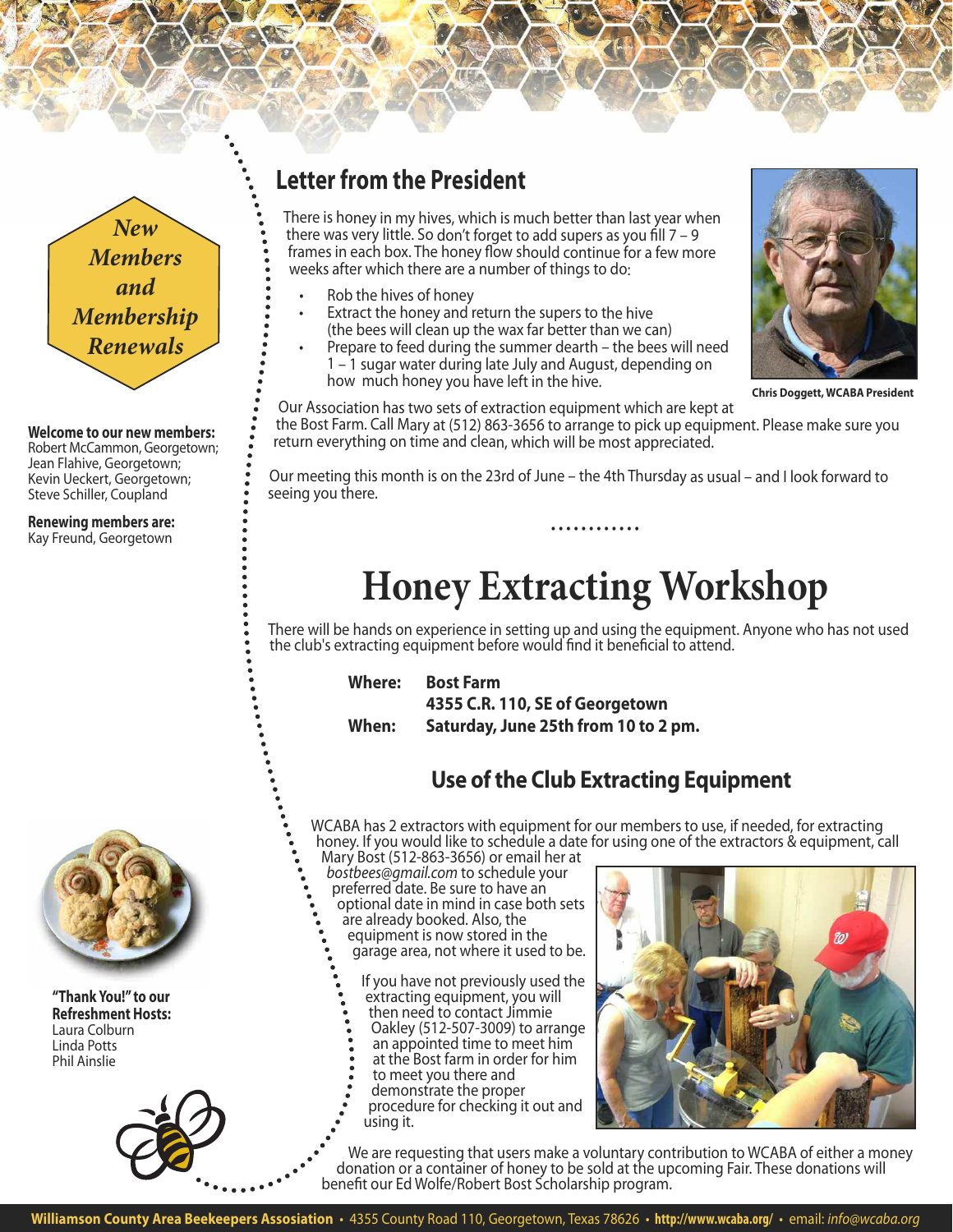## Letter from the President

There is honey in my hives, which is much better than last year when there was very little. So don't forget to add supers as you fill 7 – 9 frames in each box. The honey flow should continue for a few more weeks after which there are a number of things to do:

- Rob the hives of honey
- Extract the honey and return the supers to the hive (the bees will clean up the wax far better than we can)
- Prepare to feed during the summer dearth – the bees will need 1 – 1 sugar water during late July and August, depending on how much honey you have left in the hive.

Chris Doggett, WCABA President

Our Association has two sets of extraction equipment which are kept at the Bost Farm. Call Mary at (512) 863-3656 to arrange to pick up equipment. Please make sure you return everything on time and clean, which will be most appreciated.

Our meeting this month is on the 23rd of June – the 4th Thursday as usual – and I look forward to seeing you there.

# Honey Extracting Workshop

There will be hands on experience in setting up and using the equipment. Anyone who has not used the club's extracting equipment before would find it beneficial to attend.

**Where:** **Bost Farm**
**4355 C.R. 110, SE of Georgetown**
**When:** **Saturday, June 25th from 10 to 2 pm.**

## Use of the Club Extracting Equipment

WCABA has 2 extractors with equipment for our members to use, if needed, for extracting honey. If you would like to schedule a date for using one of the extractors & equipment, call Mary Bost (512-863-3656) or email her at *bostbees@gmail.com* to schedule your preferred date. Be sure to have an optional date in mind in case both sets are already booked. Also, the equipment is now stored in the garage area, not where it used to be.

If you have not previously used the extracting equipment, you will then need to contact Jimmie Oakley (512-507-3009) to arrange an appointed time to meet him at the Bost farm in order for him to meet you there and demonstrate the proper procedure for checking it out and using it.

We are requesting that users make a voluntary contribution to WCABA of either a money donation or a container of honey to be sold at the upcoming Fair. These donations will benefit our Ed Wolfe/Robert Bost Scholarship program.

## *New Members and Membership Renewals*

**Welcome to our new members:**
Robert McCammon, Georgetown;
Jean Flahive, Georgetown;
Kevin Ueckert, Georgetown;
Steve Schiller, Coupland

**Renewing members are:**
Kay Freund, Georgetown

**"Thank You!" to our Refreshment Hosts:**
Laura Colburn
Linda Potts
Phil Ainslie

**Williamson County Area Beekeepers Assosiation** • 4355 County Road 110, Georgetown, Texas 78626 • **http://www.wcaba.org/** • email: *info@wcaba.org*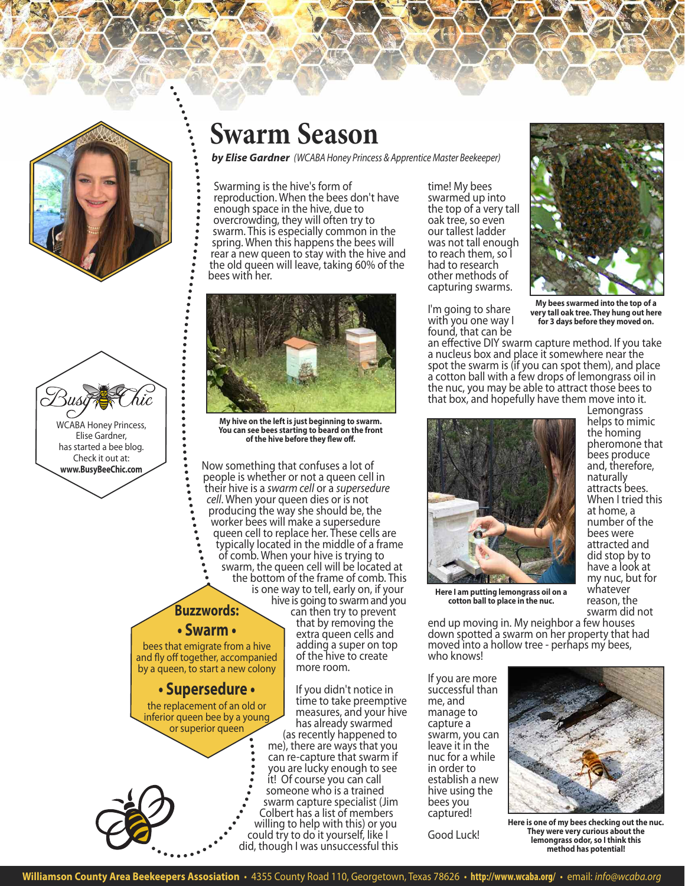# Swarm Season

***by Elise Gardner*** *(WCABA Honey Princess & Apprentice Master Beekeeper)*

Swarming is the hive's form of reproduction. When the bees don't have enough space in the hive, due to overcrowding, they will often try to swarm. This is especially common in the spring. When this happens the bees will rear a new queen to stay with the hive and the old queen will leave, taking 60% of the bees with her.

**My hive on the left is just beginning to swarm. You can see bees starting to beard on the front of the hive before they flew off.**

Now something that confuses a lot of people is whether or not a queen cell in their hive is a *swarm cell* or a *supersedure cell*. When your queen dies or is not producing the way she should be, the worker bees will make a supersedure queen cell to replace her. These cells are typically located in the middle of a frame of comb. When your hive is trying to swarm, the queen cell will be located at the bottom of the frame of comb. This is one way to tell, early on, if your hive is going to swarm and you can then try to prevent that by removing the extra queen cells and adding a super on top of the hive to create more room.

If you didn't notice in time to take preemptive measures, and your hive has already swarmed (as recently happened to me), there are ways that you can re-capture that swarm if you are lucky enough to see it! Of course you can call someone who is a trained swarm capture specialist (Jim Colbert has a list of members willing to help with this) or you could try to do it yourself, like I did, though I was unsuccessful this time! My bees swarmed up into the top of a very tall oak tree, so even our tallest ladder was not tall enough to reach them, so I had to research other methods of capturing swarms.

**My bees swarmed into the top of a very tall oak tree. They hung out here for 3 days before they moved on.**

I'm going to share with you one way I found, that can be an effective DIY swarm capture method. If you take a nucleus box and place it somewhere near the spot the swarm is (if you can spot them), and place a cotton ball with a few drops of lemongrass oil in the nuc, you may be able to attract those bees to that box, and hopefully have them move into it. Lemongrass helps to mimic the homing pheromone that bees produce and, therefore, naturally attracts bees. When I tried this at home, a number of the bees were attracted and did stop by to have a look at my nuc, but for whatever reason, the swarm did not end up moving in. My neighbor a few houses down spotted a swarm on her property that had moved into a hollow tree - perhaps my bees, who knows!

**Here I am putting lemongrass oil on a cotton ball to place in the nuc.**

If you are more successful than me, and manage to capture a swarm, you can leave it in the nuc for a while in order to establish a new hive using the bees you captured!

Good Luck!

**Here is one of my bees checking out the nuc. They were very curious about the lemongrass odor, so I think this method has potential!**

---

Busy Bee Chic

WCABA Honey Princess, Elise Gardner, has started a bee blog. Check it out at: **www.BusyBeeChic.com**

---

## Buzzwords:

**• Swarm •**

bees that emigrate from a hive and fly off together, accompanied by a queen, to start a new colony

**• Supersedure •**

the replacement of an old or inferior queen bee by a young or superior queen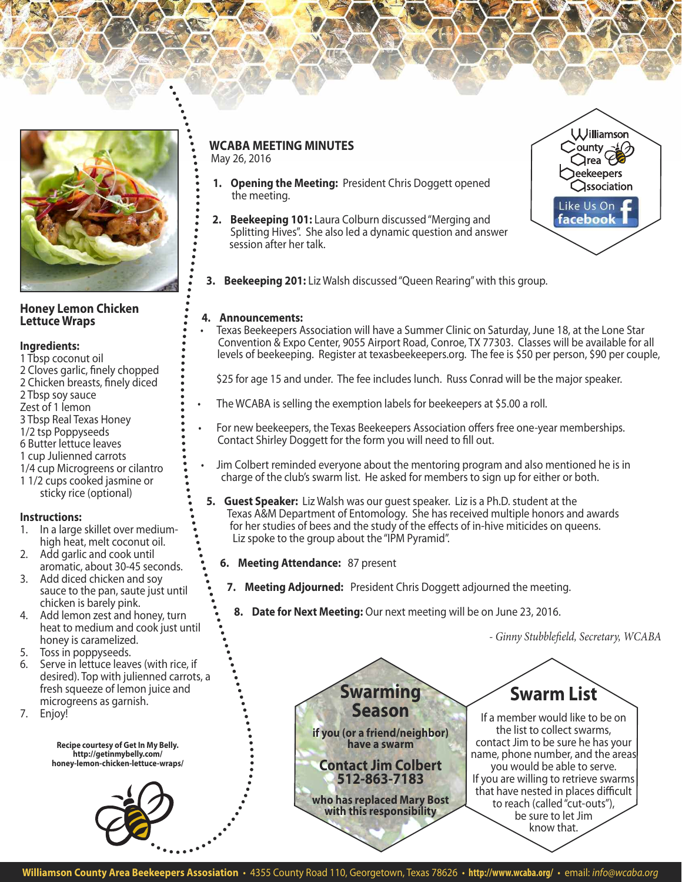## Honey Lemon Chicken Lettuce Wraps

**Ingredients:**

1 Tbsp coconut oil
2 Cloves garlic, finely chopped
2 Chicken breasts, finely diced
2 Tbsp soy sauce
Zest of 1 lemon
3 Tbsp Real Texas Honey
1/2 tsp Poppyseeds
6 Butter lettuce leaves
1 cup Julienned carrots
1/4 cup Microgreens or cilantro
1 1/2 cups cooked jasmine or sticky rice (optional)

**Instructions:**

1. In a large skillet over medium-high heat, melt coconut oil.
2. Add garlic and cook until aromatic, about 30-45 seconds.
3. Add diced chicken and soy sauce to the pan, saute just until chicken is barely pink.
4. Add lemon zest and honey, turn heat to medium and cook just until honey is caramelized.
5. Toss in poppyseeds.
6. Serve in lettuce leaves (with rice, if desired). Top with julienned carrots, a fresh squeeze of lemon juice and microgreens as garnish.
7. Enjoy!

**Recipe courtesy of Get In My Belly. http://getinmybelly.com/ honey-lemon-chicken-lettuce-wraps/**

## WCABA MEETING MINUTES

May 26, 2016

1. **Opening the Meeting:** President Chris Doggett opened the meeting.
2. **Beekeeping 101:** Laura Colburn discussed "Merging and Splitting Hives". She also led a dynamic question and answer session after her talk.
3. **Beekeeping 201:** Liz Walsh discussed "Queen Rearing" with this group.
4. **Announcements:**
   - Texas Beekeepers Association will have a Summer Clinic on Saturday, June 18, at the Lone Star Convention & Expo Center, 9055 Airport Road, Conroe, TX 77303. Classes will be available for all levels of beekeeping. Register at texasbeekeepers.org. The fee is $50 per person, $90 per couple, $25 for age 15 and under. The fee includes lunch. Russ Conrad will be the major speaker.
   - The WCABA is selling the exemption labels for beekeepers at $5.00 a roll.
   - For new beekeepers, the Texas Beekeepers Association offers free one-year memberships. Contact Shirley Doggett for the form you will need to fill out.
   - Jim Colbert reminded everyone about the mentoring program and also mentioned he is in charge of the club's swarm list. He asked for members to sign up for either or both.
5. **Guest Speaker:** Liz Walsh was our guest speaker. Liz is a Ph.D. student at the Texas A&M Department of Entomology. She has received multiple honors and awards for her studies of bees and the study of the effects of in-hive miticides on queens. Liz spoke to the group about the "IPM Pyramid".
6. **Meeting Attendance:** 87 present
7. **Meeting Adjourned:** President Chris Doggett adjourned the meeting.
8. **Date for Next Meeting:** Our next meeting will be on June 23, 2016.

*- Ginny Stubblefield, Secretary, WCABA*

Williamson County Area Beekeepers Association

Like Us On facebook

## Swarming Season

**if you (or a friend/neighbor) have a swarm**

**Contact Jim Colbert 512-863-7183**

**who has replaced Mary Bost with this responsibility**

## Swarm List

If a member would like to be on the list to collect swarms, contact Jim to be sure he has your name, phone number, and the areas you would be able to serve. If you are willing to retrieve swarms that have nested in places difficult to reach (called "cut-outs"), be sure to let Jim know that.

**Williamson County Area Beekeepers Assosiation** • 4355 County Road 110, Georgetown, Texas 78626 • **http://www.wcaba.org/** • email: *info@wcaba.org*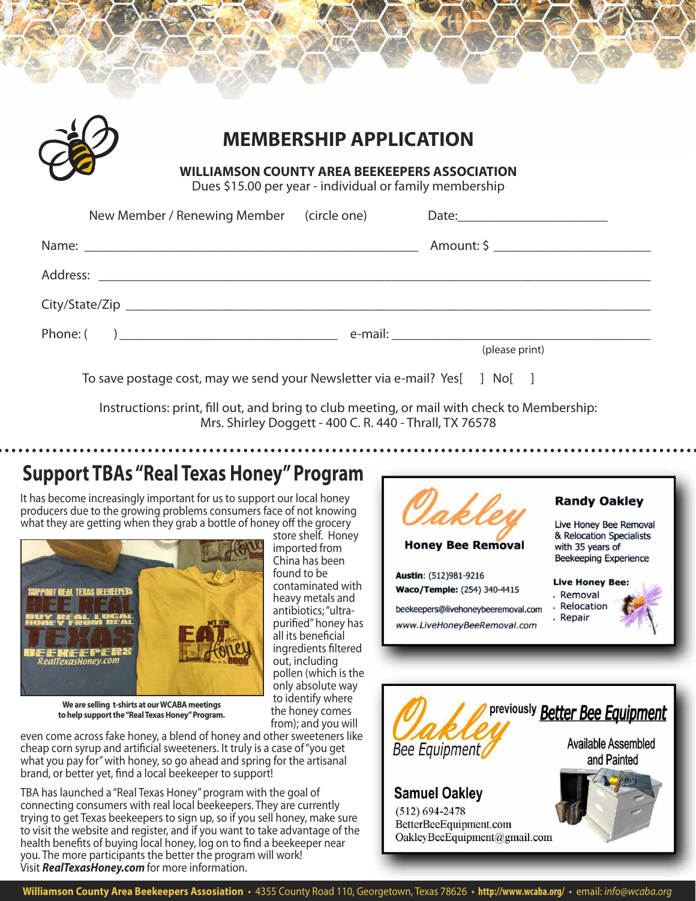# MEMBERSHIP APPLICATION

**WILLIAMSON COUNTY AREA BEEKEEPERS ASSOCIATION**
Dues $15.00 per year - individual or family membership

New Member / Renewing Member (circle one) Date:_______________________

Name: ___________________________________________________ Amount: $ ________________________

Address: ______________________________________________________________________________

City/State/Zip ___________________________________________________________________________

Phone: ( ) _________________________________ e-mail: ________________________________________
(please print)

To save postage cost, may we send your Newsletter via e-mail? Yes[ ] No[ ]

Instructions: print, fill out, and bring to club meeting, or mail with check to Membership:
Mrs. Shirley Doggett - 400 C. R. 440 - Thrall, TX 76578

## Support TBAs "Real Texas Honey" Program

It has become increasingly important for us to support our local honey producers due to the growing problems consumers face of not knowing what they are getting when they grab a bottle of honey off the grocery store shelf. Honey imported from China has been found to be contaminated with heavy metals and antibiotics; "ultra-purified" honey has all its beneficial ingredients filtered out, including pollen (which is the only absolute way to identify where the honey comes from); and you will even come across fake honey, a blend of honey and other sweeteners like cheap corn syrup and artificial sweeteners. It truly is a case of "you get what you pay for" with honey, so go ahead and spring for the artisanal brand, or better yet, find a local beekeeper to support!

**We are selling t-shirts at our WCABA meetings to help support the "Real Texas Honey" Program.**

TBA has launched a "Real Texas Honey" program with the goal of connecting consumers with real local beekeepers. They are currently trying to get Texas beekeepers to sign up, so if you sell honey, make sure to visit the website and register, and if you want to take advantage of the health benefits of buying local honey, log on to find a beekeeper near you. The more participants the better the program will work!
Visit ***RealTexasHoney.com*** for more information.

**Oakley Honey Bee Removal**

**Randy Oakley**

Live Honey Bee Removal & Relocation Specialists with 35 years of Beekeeping Experience

**Austin**: (512)981-9216
**Waco/Temple:** (254) 340-4415
beekeepers@livehoneybeeremoval.com
www.LiveHoneyBeeRemoval.com

**Live Honey Bee:**
- Removal
- Relocation
- Repair

**Oakley Bee Equipment** previously **Better Bee Equipment**

Available Assembled and Painted

**Samuel Oakley**
(512) 694-2478
BetterBeeEquipment.com
OakleyBeeEquipment@gmail.com

**Williamson County Area Beekeepers Assosiation** • 4355 County Road 110, Georgetown, Texas 78626 • **http://www.wcaba.org/** • email: *info@wcaba.org*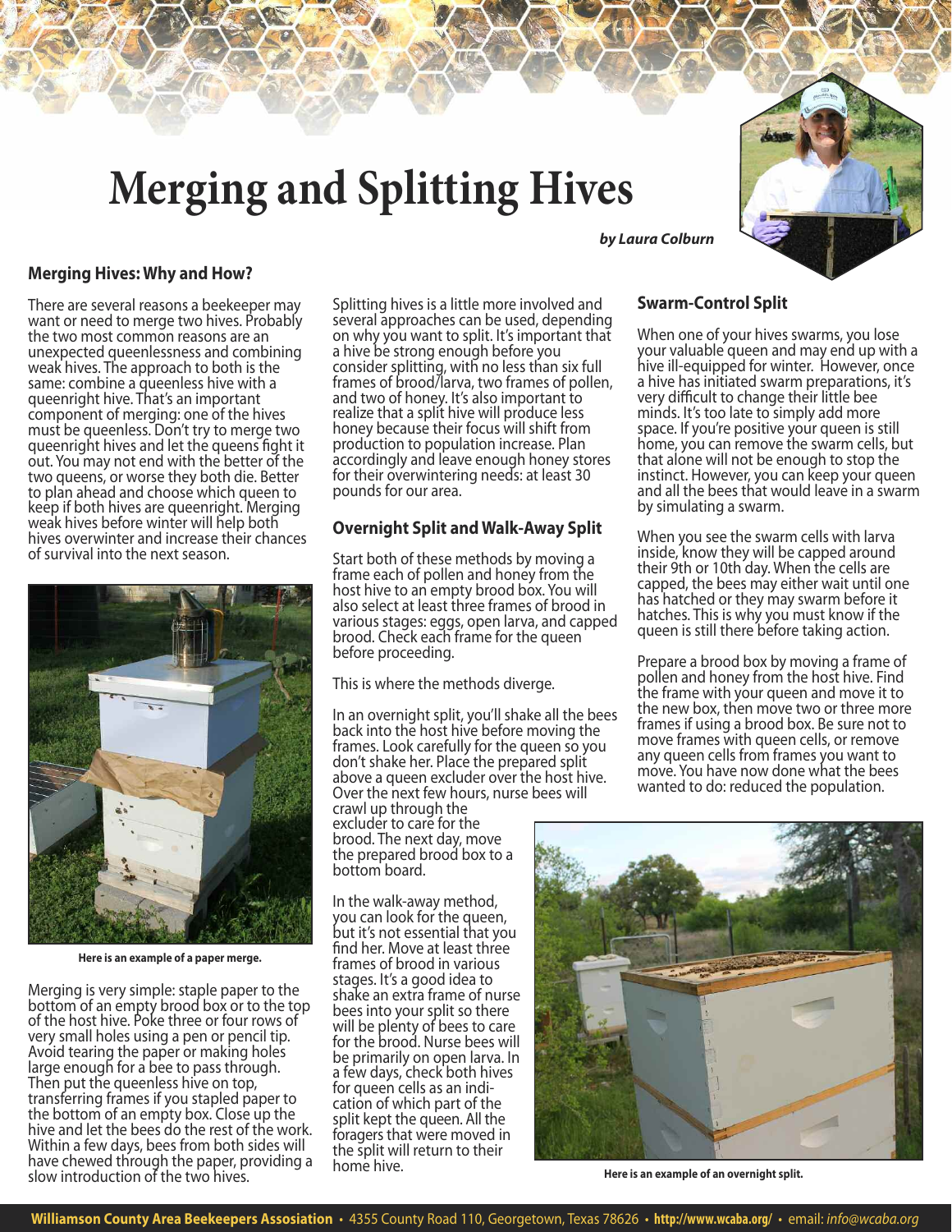# Merging and Splitting Hives

*by Laura Colburn*

## Merging Hives: Why and How?

There are several reasons a beekeeper may want or need to merge two hives. Probably the two most common reasons are an unexpected queenlessness and combining weak hives. The approach to both is the same: combine a queenless hive with a queenright hive. That's an important component of merging: one of the hives must be queenless. Don't try to merge two queenright hives and let the queens fight it out. You may not end with the better of the two queens, or worse they both die. Better to plan ahead and choose which queen to keep if both hives are queenright. Merging weak hives before winter will help both hives overwinter and increase their chances of survival into the next season.

**Here is an example of a paper merge.**

Merging is very simple: staple paper to the bottom of an empty brood box or to the top of the host hive. Poke three or four rows of very small holes using a pen or pencil tip. Avoid tearing the paper or making holes large enough for a bee to pass through. Then put the queenless hive on top, transferring frames if you stapled paper to the bottom of an empty box. Close up the hive and let the bees do the rest of the work. Within a few days, bees from both sides will have chewed through the paper, providing a slow introduction of the two hives.

Splitting hives is a little more involved and several approaches can be used, depending on why you want to split. It's important that a hive be strong enough before you consider splitting, with no less than six full frames of brood/larva, two frames of pollen, and two of honey. It's also important to realize that a split hive will produce less honey because their focus will shift from production to population increase. Plan accordingly and leave enough honey stores for their overwintering needs: at least 30 pounds for our area.

## Overnight Split and Walk-Away Split

Start both of these methods by moving a frame each of pollen and honey from the host hive to an empty brood box. You will also select at least three frames of brood in various stages: eggs, open larva, and capped brood. Check each frame for the queen before proceeding.

This is where the methods diverge.

In an overnight split, you'll shake all the bees back into the host hive before moving the frames. Look carefully for the queen so you don't shake her. Place the prepared split above a queen excluder over the host hive. Over the next few hours, nurse bees will crawl up through the excluder to care for the brood. The next day, move the prepared brood box to a bottom board.

In the walk-away method, you can look for the queen, but it's not essential that you find her. Move at least three frames of brood in various stages. It's a good idea to shake an extra frame of nurse bees into your split so there will be plenty of bees to care for the brood. Nurse bees will be primarily on open larva. In a few days, check both hives for queen cells as an indication of which part of the split kept the queen. All the foragers that were moved in the split will return to their home hive.

## Swarm-Control Split

When one of your hives swarms, you lose your valuable queen and may end up with a hive ill-equipped for winter. However, once a hive has initiated swarm preparations, it's very difficult to change their little bee minds. It's too late to simply add more space. If you're positive your queen is still home, you can remove the swarm cells, but that alone will not be enough to stop the instinct. However, you can keep your queen and all the bees that would leave in a swarm by simulating a swarm.

When you see the swarm cells with larva inside, know they will be capped around their 9th or 10th day. When the cells are capped, the bees may either wait until one has hatched or they may swarm before it hatches. This is why you must know if the queen is still there before taking action.

Prepare a brood box by moving a frame of pollen and honey from the host hive. Find the frame with your queen and move it to the new box, then move two or three more frames if using a brood box. Be sure not to move frames with queen cells, or remove any queen cells from frames you want to move. You have now done what the bees wanted to do: reduced the population.

**Here is an example of an overnight split.**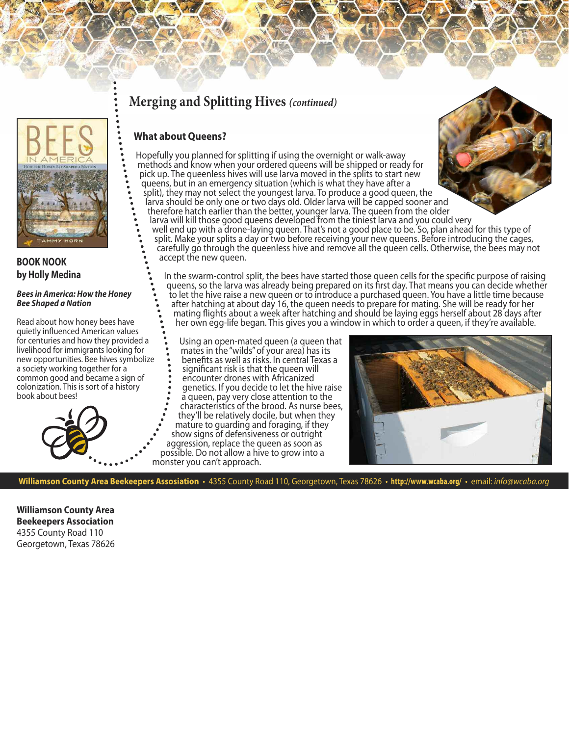## Merging and Splitting Hives *(continued)*

### What about Queens?

Hopefully you planned for splitting if using the overnight or walk-away methods and know when your ordered queens will be shipped or ready for pick up. The queenless hives will use larva moved in the splits to start new queens, but in an emergency situation (which is what they have after a split), they may not select the youngest larva. To produce a good queen, the larva should be only one or two days old. Older larva will be capped sooner and therefore hatch earlier than the better, younger larva. The queen from the older larva will kill those good queens developed from the tiniest larva and you could very well end up with a drone-laying queen. That's not a good place to be. So, plan ahead for this type of split. Make your splits a day or two before receiving your new queens. Before introducing the cages, carefully go through the queenless hive and remove all the queen cells. Otherwise, the bees may not accept the new queen.

In the swarm-control split, the bees have started those queen cells for the specific purpose of raising queens, so the larva was already being prepared on its first day. That means you can decide whether to let the hive raise a new queen or to introduce a purchased queen. You have a little time because after hatching at about day 16, the queen needs to prepare for mating. She will be ready for her mating flights about a week after hatching and should be laying eggs herself about 28 days after her own egg-life began. This gives you a window in which to order a queen, if they're available.

Using an open-mated queen (a queen that mates in the "wilds" of your area) has its benefits as well as risks. In central Texas a significant risk is that the queen will encounter drones with Africanized genetics. If you decide to let the hive raise a queen, pay very close attention to the characteristics of the brood. As nurse bees, they'll be relatively docile, but when they mature to guarding and foraging, if they show signs of defensiveness or outright aggression, replace the queen as soon as possible. Do not allow a hive to grow into a monster you can't approach.

**BOOK NOOK**
**by Holly Medina**

***Bees in America: How the Honey Bee Shaped a Nation***

Read about how honey bees have quietly influenced American values for centuries and how they provided a livelihood for immigrants looking for new opportunities. Bee hives symbolize a society working together for a common good and became a sign of colonization. This is sort of a history book about bees!

**Williamson County Area Beekeepers Assoiation** • 4355 County Road 110, Georgetown, Texas 78626 • **http://www.wcaba.org/** • email: *info@wcaba.org*

**Williamson County Area Beekeepers Association**
4355 County Road 110
Georgetown, Texas 78626